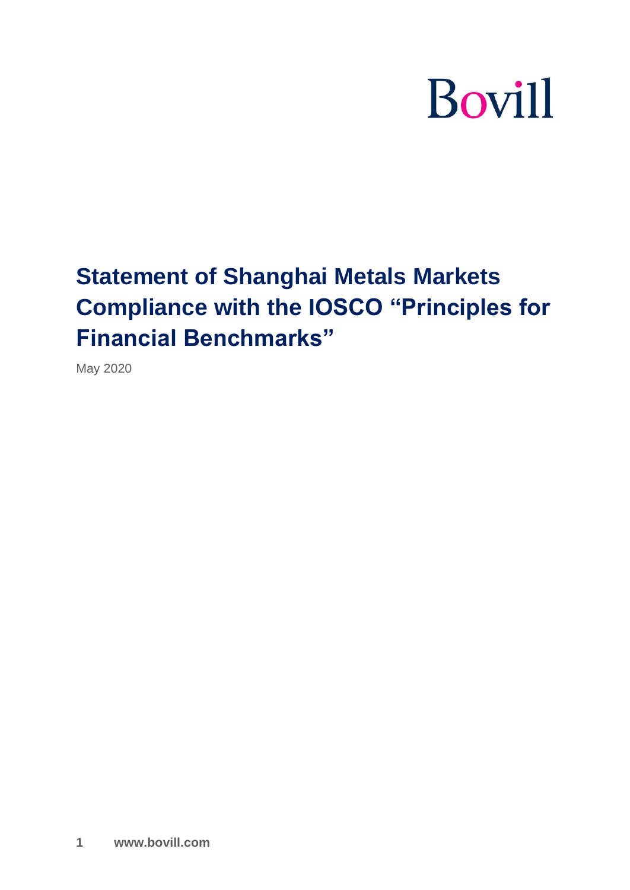Bovill

# Statement of Shanghai Metals Markets Compliance with the IOSCO "Principles for Financial Benchmarks"

May 2020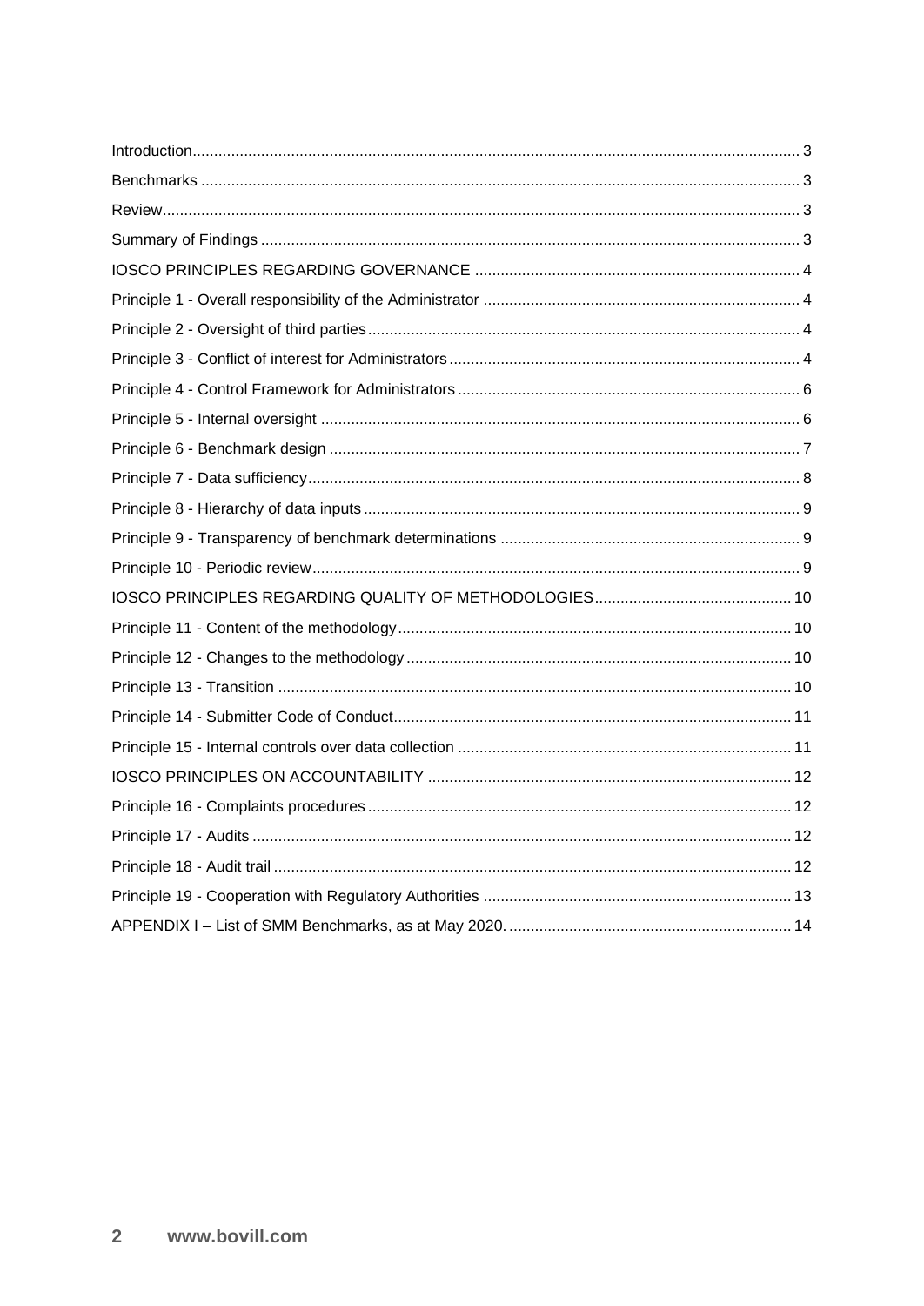Introduction ..... 3
Benchmarks ..... 3
Review ..... 3
Summary of Findings ..... 3
IOSCO PRINCIPLES REGARDING GOVERNANCE ..... 4
Principle 1 - Overall responsibility of the Administrator ..... 4
Principle 2 - Oversight of third parties ..... 4
Principle 3 - Conflict of interest for Administrators ..... 4
Principle 4 - Control Framework for Administrators ..... 6
Principle 5 - Internal oversight ..... 6
Principle 6 - Benchmark design ..... 7
Principle 7 - Data sufficiency ..... 8
Principle 8 - Hierarchy of data inputs ..... 9
Principle 9 - Transparency of benchmark determinations ..... 9
Principle 10 - Periodic review ..... 9
IOSCO PRINCIPLES REGARDING QUALITY OF METHODOLOGIES ..... 10
Principle 11 - Content of the methodology ..... 10
Principle 12 - Changes to the methodology ..... 10
Principle 13 - Transition ..... 10
Principle 14 - Submitter Code of Conduct ..... 11
Principle 15 - Internal controls over data collection ..... 11
IOSCO PRINCIPLES ON ACCOUNTABILITY ..... 12
Principle 16 - Complaints procedures ..... 12
Principle 17 - Audits ..... 12
Principle 18 - Audit trail ..... 12
Principle 19 - Cooperation with Regulatory Authorities ..... 13
APPENDIX I – List of SMM Benchmarks, as at May 2020. ..... 14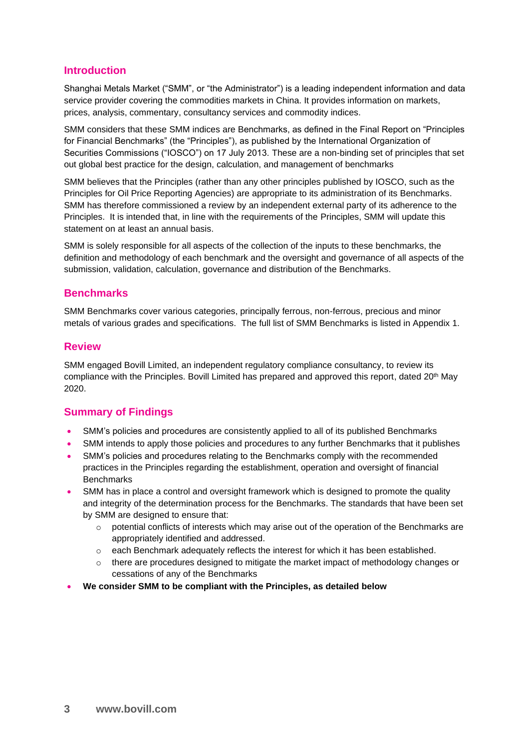## Introduction

Shanghai Metals Market ("SMM", or "the Administrator") is a leading independent information and data service provider covering the commodities markets in China. It provides information on markets, prices, analysis, commentary, consultancy services and commodity indices.

SMM considers that these SMM indices are Benchmarks, as defined in the Final Report on "Principles for Financial Benchmarks" (the "Principles"), as published by the International Organization of Securities Commissions ("IOSCO") on 17 July 2013. These are a non-binding set of principles that set out global best practice for the design, calculation, and management of benchmarks

SMM believes that the Principles (rather than any other principles published by IOSCO, such as the Principles for Oil Price Reporting Agencies) are appropriate to its administration of its Benchmarks. SMM has therefore commissioned a review by an independent external party of its adherence to the Principles. It is intended that, in line with the requirements of the Principles, SMM will update this statement on at least an annual basis.

SMM is solely responsible for all aspects of the collection of the inputs to these benchmarks, the definition and methodology of each benchmark and the oversight and governance of all aspects of the submission, validation, calculation, governance and distribution of the Benchmarks.

## Benchmarks

SMM Benchmarks cover various categories, principally ferrous, non-ferrous, precious and minor metals of various grades and specifications. The full list of SMM Benchmarks is listed in Appendix 1.

## Review

SMM engaged Bovill Limited, an independent regulatory compliance consultancy, to review its compliance with the Principles. Bovill Limited has prepared and approved this report, dated 20th May 2020.

## Summary of Findings

- SMM's policies and procedures are consistently applied to all of its published Benchmarks
- SMM intends to apply those policies and procedures to any further Benchmarks that it publishes
- SMM's policies and procedures relating to the Benchmarks comply with the recommended practices in the Principles regarding the establishment, operation and oversight of financial Benchmarks
- SMM has in place a control and oversight framework which is designed to promote the quality and integrity of the determination process for the Benchmarks. The standards that have been set by SMM are designed to ensure that:
    - potential conflicts of interests which may arise out of the operation of the Benchmarks are appropriately identified and addressed.
    - each Benchmark adequately reflects the interest for which it has been established.
    - there are procedures designed to mitigate the market impact of methodology changes or cessations of any of the Benchmarks
- **We consider SMM to be compliant with the Principles, as detailed below**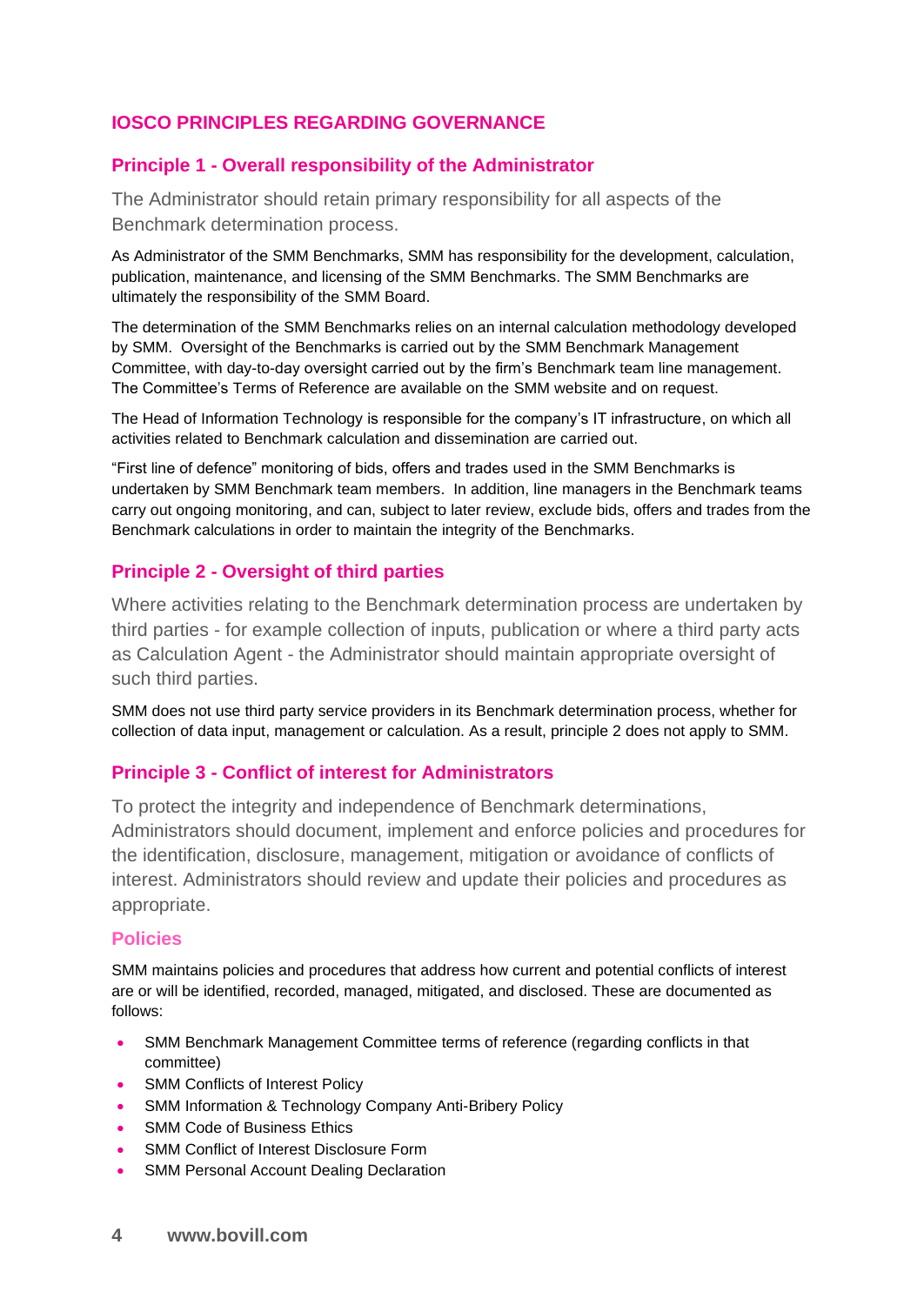## IOSCO PRINCIPLES REGARDING GOVERNANCE

### Principle 1 - Overall responsibility of the Administrator

The Administrator should retain primary responsibility for all aspects of the Benchmark determination process.

As Administrator of the SMM Benchmarks, SMM has responsibility for the development, calculation, publication, maintenance, and licensing of the SMM Benchmarks. The SMM Benchmarks are ultimately the responsibility of the SMM Board.

The determination of the SMM Benchmarks relies on an internal calculation methodology developed by SMM. Oversight of the Benchmarks is carried out by the SMM Benchmark Management Committee, with day-to-day oversight carried out by the firm's Benchmark team line management. The Committee's Terms of Reference are available on the SMM website and on request.

The Head of Information Technology is responsible for the company's IT infrastructure, on which all activities related to Benchmark calculation and dissemination are carried out.

"First line of defence" monitoring of bids, offers and trades used in the SMM Benchmarks is undertaken by SMM Benchmark team members. In addition, line managers in the Benchmark teams carry out ongoing monitoring, and can, subject to later review, exclude bids, offers and trades from the Benchmark calculations in order to maintain the integrity of the Benchmarks.

### Principle 2 - Oversight of third parties

Where activities relating to the Benchmark determination process are undertaken by third parties - for example collection of inputs, publication or where a third party acts as Calculation Agent - the Administrator should maintain appropriate oversight of such third parties.

SMM does not use third party service providers in its Benchmark determination process, whether for collection of data input, management or calculation. As a result, principle 2 does not apply to SMM.

### Principle 3 - Conflict of interest for Administrators

To protect the integrity and independence of Benchmark determinations, Administrators should document, implement and enforce policies and procedures for the identification, disclosure, management, mitigation or avoidance of conflicts of interest. Administrators should review and update their policies and procedures as appropriate.

#### Policies

SMM maintains policies and procedures that address how current and potential conflicts of interest are or will be identified, recorded, managed, mitigated, and disclosed. These are documented as follows:

- SMM Benchmark Management Committee terms of reference (regarding conflicts in that committee)
- SMM Conflicts of Interest Policy
- SMM Information & Technology Company Anti-Bribery Policy
- SMM Code of Business Ethics
- SMM Conflict of Interest Disclosure Form
- SMM Personal Account Dealing Declaration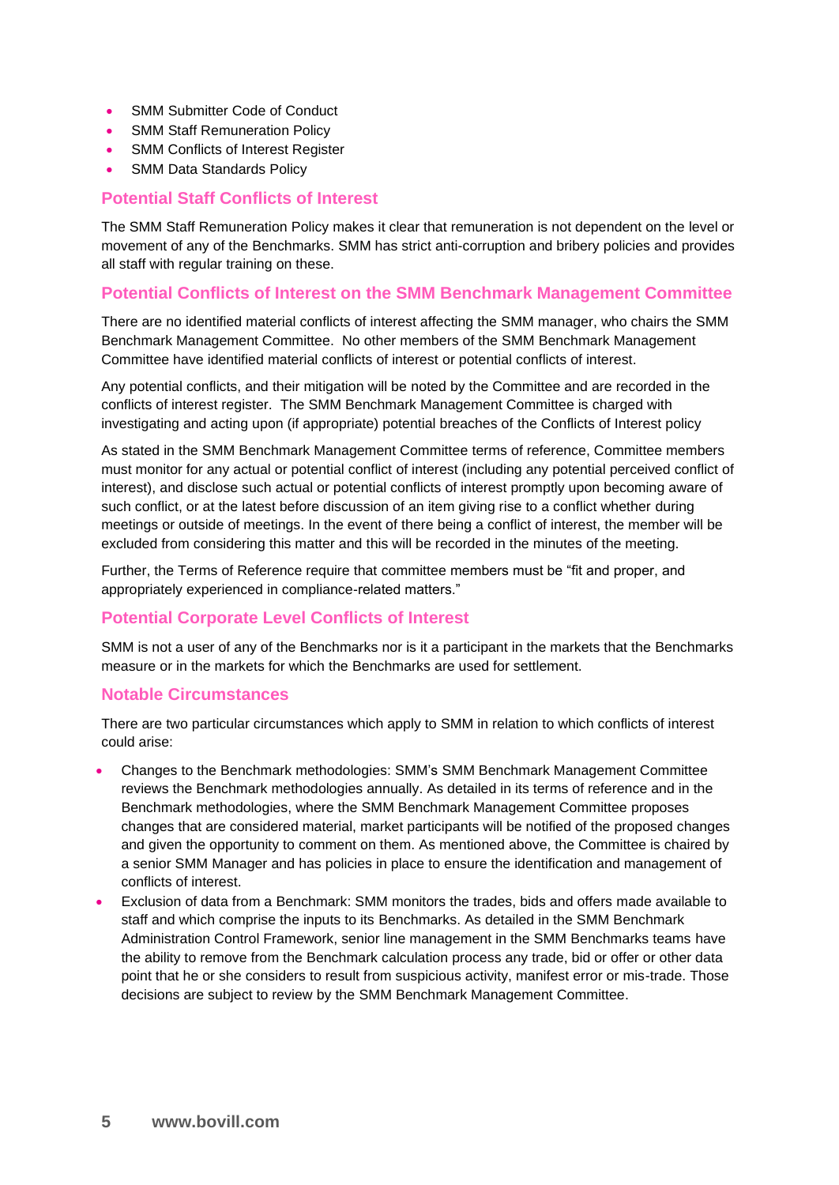- SMM Submitter Code of Conduct
- SMM Staff Remuneration Policy
- SMM Conflicts of Interest Register
- SMM Data Standards Policy

## Potential Staff Conflicts of Interest

The SMM Staff Remuneration Policy makes it clear that remuneration is not dependent on the level or movement of any of the Benchmarks. SMM has strict anti-corruption and bribery policies and provides all staff with regular training on these.

## Potential Conflicts of Interest on the SMM Benchmark Management Committee

There are no identified material conflicts of interest affecting the SMM manager, who chairs the SMM Benchmark Management Committee. No other members of the SMM Benchmark Management Committee have identified material conflicts of interest or potential conflicts of interest.

Any potential conflicts, and their mitigation will be noted by the Committee and are recorded in the conflicts of interest register. The SMM Benchmark Management Committee is charged with investigating and acting upon (if appropriate) potential breaches of the Conflicts of Interest policy

As stated in the SMM Benchmark Management Committee terms of reference, Committee members must monitor for any actual or potential conflict of interest (including any potential perceived conflict of interest), and disclose such actual or potential conflicts of interest promptly upon becoming aware of such conflict, or at the latest before discussion of an item giving rise to a conflict whether during meetings or outside of meetings. In the event of there being a conflict of interest, the member will be excluded from considering this matter and this will be recorded in the minutes of the meeting.

Further, the Terms of Reference require that committee members must be "fit and proper, and appropriately experienced in compliance-related matters."

## Potential Corporate Level Conflicts of Interest

SMM is not a user of any of the Benchmarks nor is it a participant in the markets that the Benchmarks measure or in the markets for which the Benchmarks are used for settlement.

## Notable Circumstances

There are two particular circumstances which apply to SMM in relation to which conflicts of interest could arise:

- Changes to the Benchmark methodologies: SMM's SMM Benchmark Management Committee reviews the Benchmark methodologies annually. As detailed in its terms of reference and in the Benchmark methodologies, where the SMM Benchmark Management Committee proposes changes that are considered material, market participants will be notified of the proposed changes and given the opportunity to comment on them. As mentioned above, the Committee is chaired by a senior SMM Manager and has policies in place to ensure the identification and management of conflicts of interest.
- Exclusion of data from a Benchmark: SMM monitors the trades, bids and offers made available to staff and which comprise the inputs to its Benchmarks. As detailed in the SMM Benchmark Administration Control Framework, senior line management in the SMM Benchmarks teams have the ability to remove from the Benchmark calculation process any trade, bid or offer or other data point that he or she considers to result from suspicious activity, manifest error or mis-trade. Those decisions are subject to review by the SMM Benchmark Management Committee.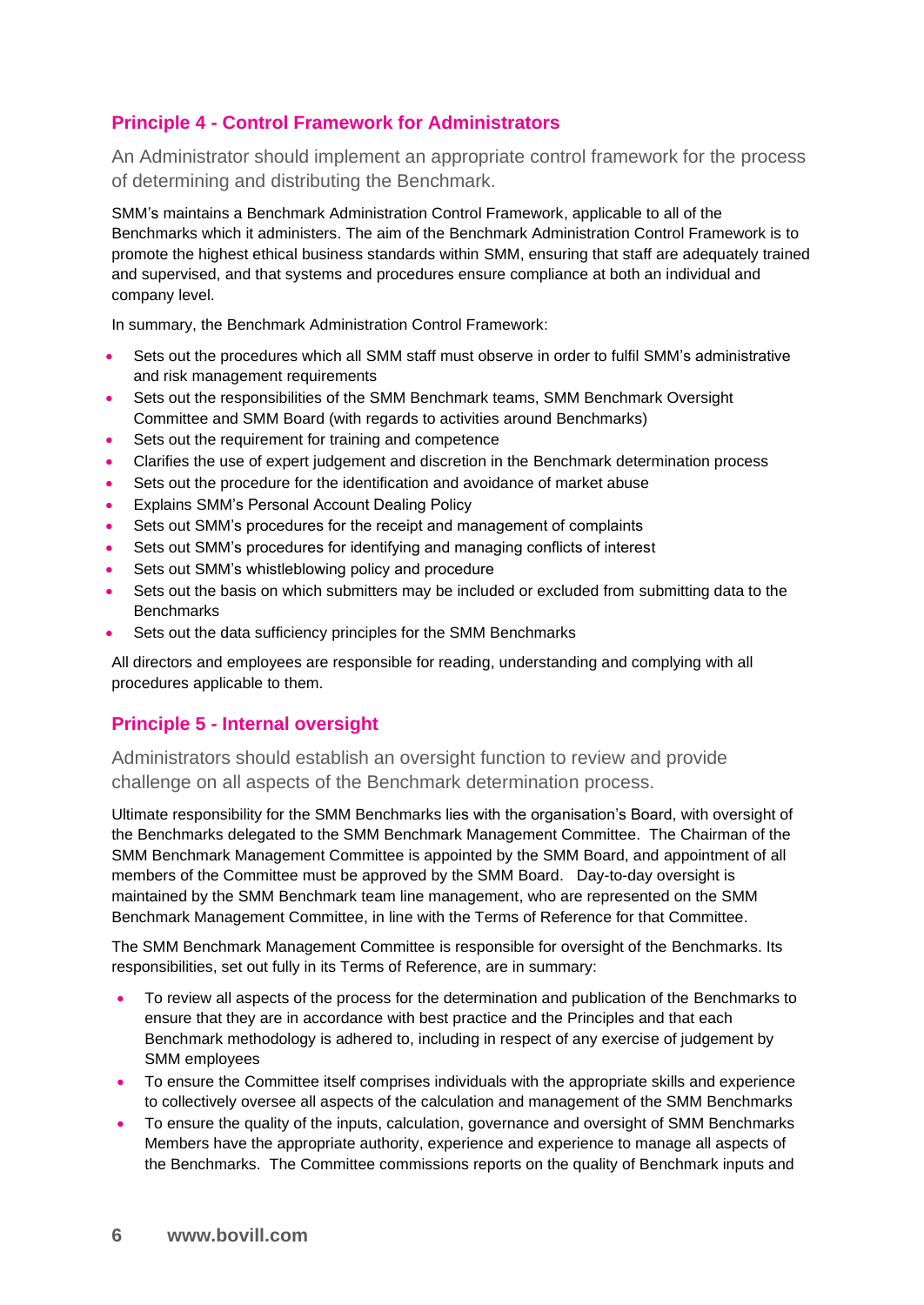## Principle 4 - Control Framework for Administrators

An Administrator should implement an appropriate control framework for the process of determining and distributing the Benchmark.

SMM's maintains a Benchmark Administration Control Framework, applicable to all of the Benchmarks which it administers. The aim of the Benchmark Administration Control Framework is to promote the highest ethical business standards within SMM, ensuring that staff are adequately trained and supervised, and that systems and procedures ensure compliance at both an individual and company level.

In summary, the Benchmark Administration Control Framework:

- Sets out the procedures which all SMM staff must observe in order to fulfil SMM's administrative and risk management requirements
- Sets out the responsibilities of the SMM Benchmark teams, SMM Benchmark Oversight Committee and SMM Board (with regards to activities around Benchmarks)
- Sets out the requirement for training and competence
- Clarifies the use of expert judgement and discretion in the Benchmark determination process
- Sets out the procedure for the identification and avoidance of market abuse
- Explains SMM's Personal Account Dealing Policy
- Sets out SMM's procedures for the receipt and management of complaints
- Sets out SMM's procedures for identifying and managing conflicts of interest
- Sets out SMM's whistleblowing policy and procedure
- Sets out the basis on which submitters may be included or excluded from submitting data to the Benchmarks
- Sets out the data sufficiency principles for the SMM Benchmarks

All directors and employees are responsible for reading, understanding and complying with all procedures applicable to them.

## Principle 5 - Internal oversight

Administrators should establish an oversight function to review and provide challenge on all aspects of the Benchmark determination process.

Ultimate responsibility for the SMM Benchmarks lies with the organisation's Board, with oversight of the Benchmarks delegated to the SMM Benchmark Management Committee. The Chairman of the SMM Benchmark Management Committee is appointed by the SMM Board, and appointment of all members of the Committee must be approved by the SMM Board. Day-to-day oversight is maintained by the SMM Benchmark team line management, who are represented on the SMM Benchmark Management Committee, in line with the Terms of Reference for that Committee.

The SMM Benchmark Management Committee is responsible for oversight of the Benchmarks. Its responsibilities, set out fully in its Terms of Reference, are in summary:

- To review all aspects of the process for the determination and publication of the Benchmarks to ensure that they are in accordance with best practice and the Principles and that each Benchmark methodology is adhered to, including in respect of any exercise of judgement by SMM employees
- To ensure the Committee itself comprises individuals with the appropriate skills and experience to collectively oversee all aspects of the calculation and management of the SMM Benchmarks
- To ensure the quality of the inputs, calculation, governance and oversight of SMM Benchmarks Members have the appropriate authority, experience and experience to manage all aspects of the Benchmarks. The Committee commissions reports on the quality of Benchmark inputs and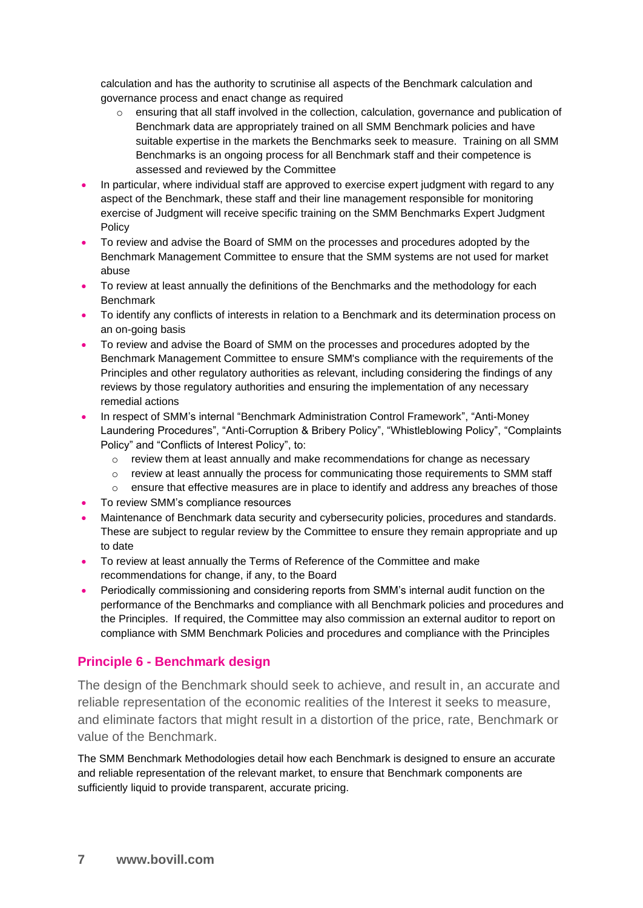calculation and has the authority to scrutinise all aspects of the Benchmark calculation and governance process and enact change as required

  - ensuring that all staff involved in the collection, calculation, governance and publication of Benchmark data are appropriately trained on all SMM Benchmark policies and have suitable expertise in the markets the Benchmarks seek to measure. Training on all SMM Benchmarks is an ongoing process for all Benchmark staff and their competence is assessed and reviewed by the Committee

- In particular, where individual staff are approved to exercise expert judgment with regard to any aspect of the Benchmark, these staff and their line management responsible for monitoring exercise of Judgment will receive specific training on the SMM Benchmarks Expert Judgment Policy
- To review and advise the Board of SMM on the processes and procedures adopted by the Benchmark Management Committee to ensure that the SMM systems are not used for market abuse
- To review at least annually the definitions of the Benchmarks and the methodology for each Benchmark
- To identify any conflicts of interests in relation to a Benchmark and its determination process on an on-going basis
- To review and advise the Board of SMM on the processes and procedures adopted by the Benchmark Management Committee to ensure SMM's compliance with the requirements of the Principles and other regulatory authorities as relevant, including considering the findings of any reviews by those regulatory authorities and ensuring the implementation of any necessary remedial actions
- In respect of SMM's internal "Benchmark Administration Control Framework", "Anti-Money Laundering Procedures", "Anti-Corruption & Bribery Policy", "Whistleblowing Policy", "Complaints Policy" and "Conflicts of Interest Policy", to:
  - review them at least annually and make recommendations for change as necessary
  - review at least annually the process for communicating those requirements to SMM staff
  - ensure that effective measures are in place to identify and address any breaches of those
- To review SMM's compliance resources
- Maintenance of Benchmark data security and cybersecurity policies, procedures and standards. These are subject to regular review by the Committee to ensure they remain appropriate and up to date
- To review at least annually the Terms of Reference of the Committee and make recommendations for change, if any, to the Board
- Periodically commissioning and considering reports from SMM's internal audit function on the performance of the Benchmarks and compliance with all Benchmark policies and procedures and the Principles. If required, the Committee may also commission an external auditor to report on compliance with SMM Benchmark Policies and procedures and compliance with the Principles

## Principle 6 - Benchmark design

The design of the Benchmark should seek to achieve, and result in, an accurate and reliable representation of the economic realities of the Interest it seeks to measure, and eliminate factors that might result in a distortion of the price, rate, Benchmark or value of the Benchmark.

The SMM Benchmark Methodologies detail how each Benchmark is designed to ensure an accurate and reliable representation of the relevant market, to ensure that Benchmark components are sufficiently liquid to provide transparent, accurate pricing.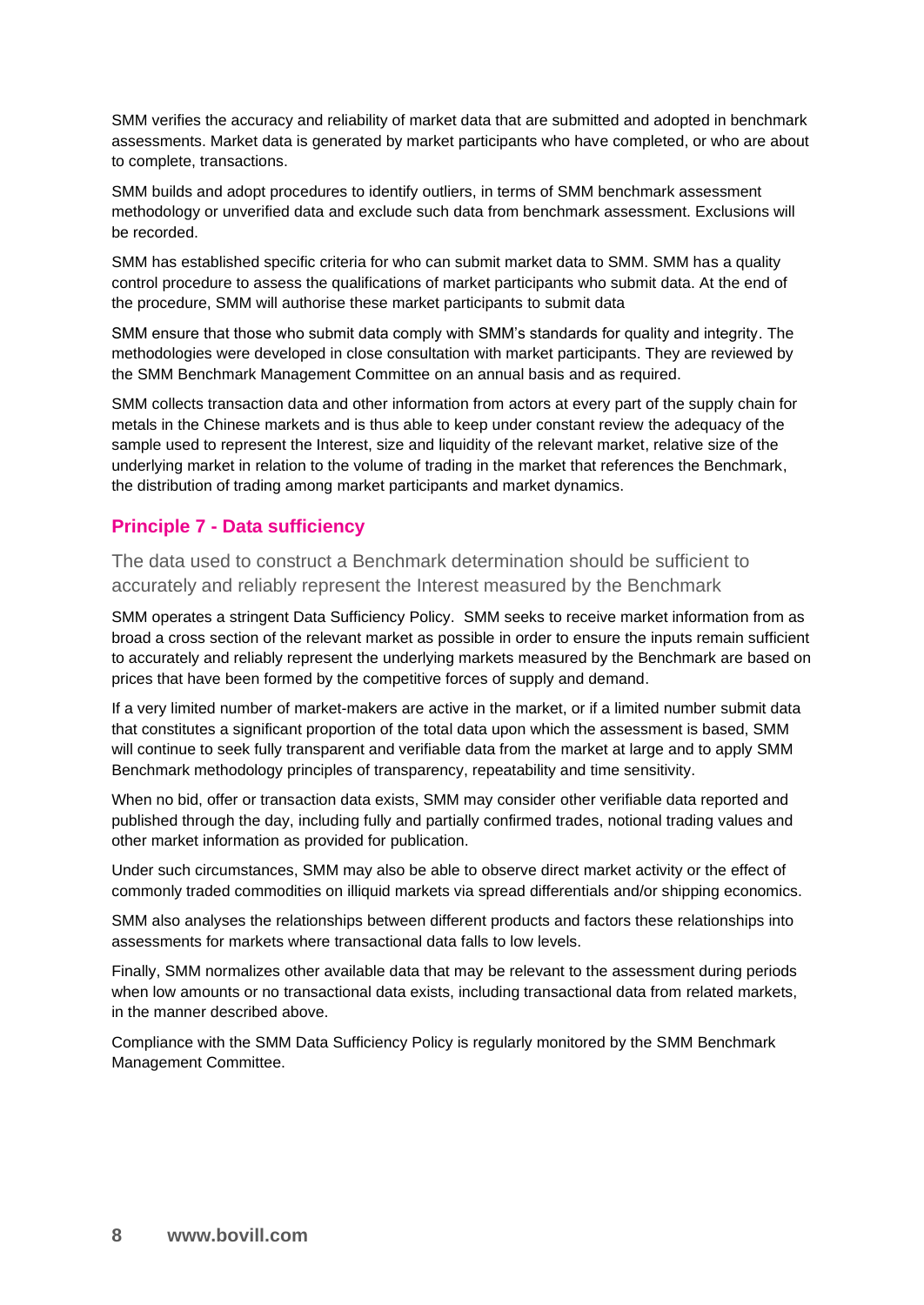SMM verifies the accuracy and reliability of market data that are submitted and adopted in benchmark assessments. Market data is generated by market participants who have completed, or who are about to complete, transactions.

SMM builds and adopt procedures to identify outliers, in terms of SMM benchmark assessment methodology or unverified data and exclude such data from benchmark assessment. Exclusions will be recorded.

SMM has established specific criteria for who can submit market data to SMM. SMM has a quality control procedure to assess the qualifications of market participants who submit data. At the end of the procedure, SMM will authorise these market participants to submit data

SMM ensure that those who submit data comply with SMM's standards for quality and integrity. The methodologies were developed in close consultation with market participants. They are reviewed by the SMM Benchmark Management Committee on an annual basis and as required.

SMM collects transaction data and other information from actors at every part of the supply chain for metals in the Chinese markets and is thus able to keep under constant review the adequacy of the sample used to represent the Interest, size and liquidity of the relevant market, relative size of the underlying market in relation to the volume of trading in the market that references the Benchmark, the distribution of trading among market participants and market dynamics.

## Principle 7 - Data sufficiency

### The data used to construct a Benchmark determination should be sufficient to accurately and reliably represent the Interest measured by the Benchmark

SMM operates a stringent Data Sufficiency Policy. SMM seeks to receive market information from as broad a cross section of the relevant market as possible in order to ensure the inputs remain sufficient to accurately and reliably represent the underlying markets measured by the Benchmark are based on prices that have been formed by the competitive forces of supply and demand.

If a very limited number of market-makers are active in the market, or if a limited number submit data that constitutes a significant proportion of the total data upon which the assessment is based, SMM will continue to seek fully transparent and verifiable data from the market at large and to apply SMM Benchmark methodology principles of transparency, repeatability and time sensitivity.

When no bid, offer or transaction data exists, SMM may consider other verifiable data reported and published through the day, including fully and partially confirmed trades, notional trading values and other market information as provided for publication.

Under such circumstances, SMM may also be able to observe direct market activity or the effect of commonly traded commodities on illiquid markets via spread differentials and/or shipping economics.

SMM also analyses the relationships between different products and factors these relationships into assessments for markets where transactional data falls to low levels.

Finally, SMM normalizes other available data that may be relevant to the assessment during periods when low amounts or no transactional data exists, including transactional data from related markets, in the manner described above.

Compliance with the SMM Data Sufficiency Policy is regularly monitored by the SMM Benchmark Management Committee.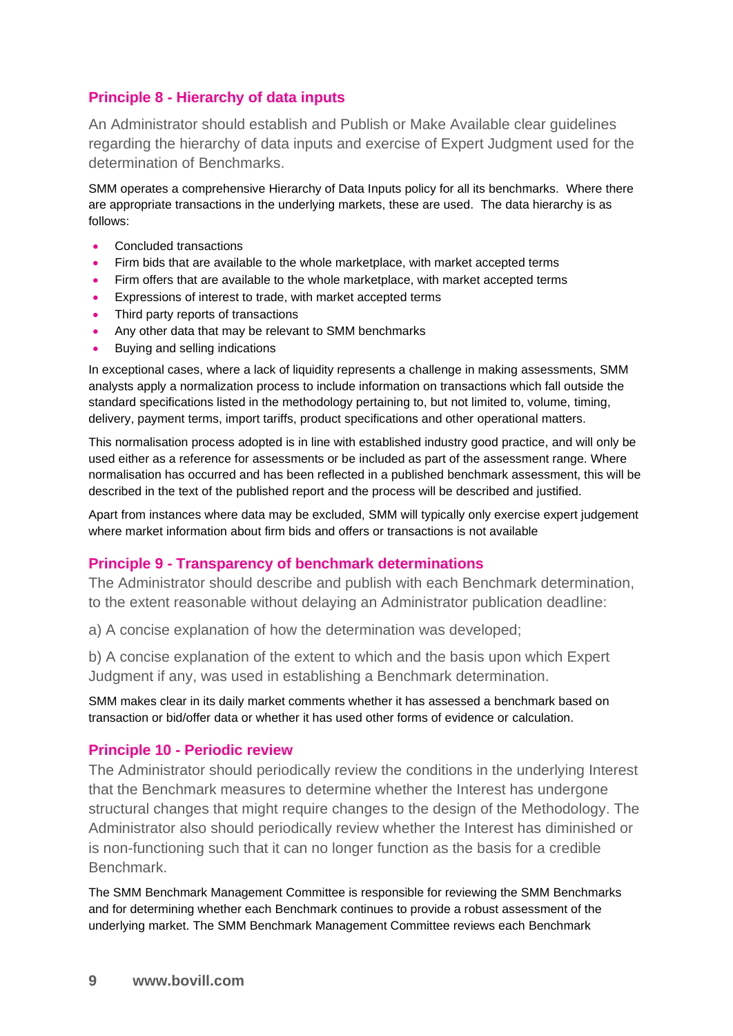## Principle 8 - Hierarchy of data inputs

An Administrator should establish and Publish or Make Available clear guidelines regarding the hierarchy of data inputs and exercise of Expert Judgment used for the determination of Benchmarks.

SMM operates a comprehensive Hierarchy of Data Inputs policy for all its benchmarks. Where there are appropriate transactions in the underlying markets, these are used. The data hierarchy is as follows:

- Concluded transactions
- Firm bids that are available to the whole marketplace, with market accepted terms
- Firm offers that are available to the whole marketplace, with market accepted terms
- Expressions of interest to trade, with market accepted terms
- Third party reports of transactions
- Any other data that may be relevant to SMM benchmarks
- Buying and selling indications

In exceptional cases, where a lack of liquidity represents a challenge in making assessments, SMM analysts apply a normalization process to include information on transactions which fall outside the standard specifications listed in the methodology pertaining to, but not limited to, volume, timing, delivery, payment terms, import tariffs, product specifications and other operational matters.

This normalisation process adopted is in line with established industry good practice, and will only be used either as a reference for assessments or be included as part of the assessment range. Where normalisation has occurred and has been reflected in a published benchmark assessment, this will be described in the text of the published report and the process will be described and justified.

Apart from instances where data may be excluded, SMM will typically only exercise expert judgement where market information about firm bids and offers or transactions is not available

## Principle 9 - Transparency of benchmark determinations

The Administrator should describe and publish with each Benchmark determination, to the extent reasonable without delaying an Administrator publication deadline:

a) A concise explanation of how the determination was developed;

b) A concise explanation of the extent to which and the basis upon which Expert Judgment if any, was used in establishing a Benchmark determination.

SMM makes clear in its daily market comments whether it has assessed a benchmark based on transaction or bid/offer data or whether it has used other forms of evidence or calculation.

## Principle 10 - Periodic review

The Administrator should periodically review the conditions in the underlying Interest that the Benchmark measures to determine whether the Interest has undergone structural changes that might require changes to the design of the Methodology. The Administrator also should periodically review whether the Interest has diminished or is non-functioning such that it can no longer function as the basis for a credible Benchmark.

The SMM Benchmark Management Committee is responsible for reviewing the SMM Benchmarks and for determining whether each Benchmark continues to provide a robust assessment of the underlying market. The SMM Benchmark Management Committee reviews each Benchmark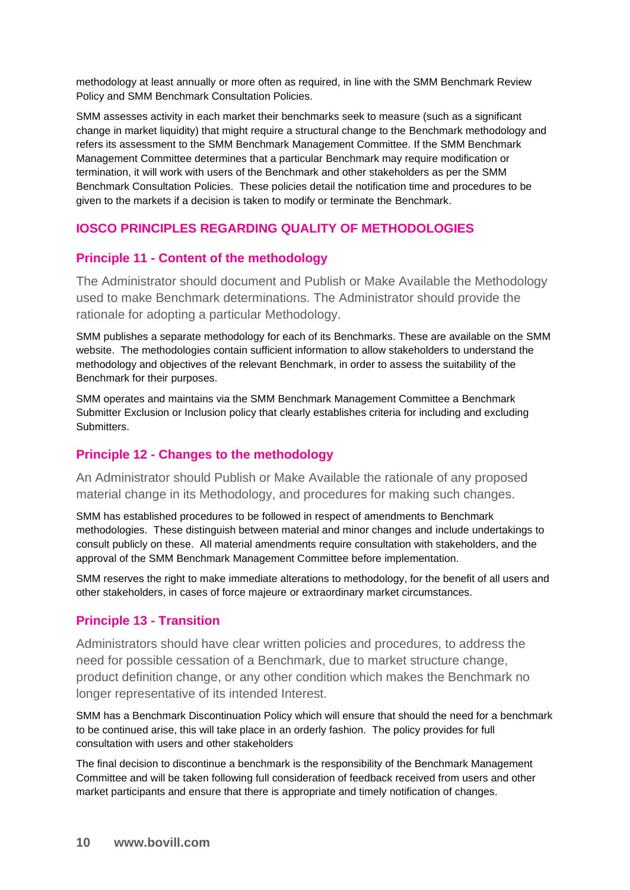methodology at least annually or more often as required, in line with the SMM Benchmark Review Policy and SMM Benchmark Consultation Policies.

SMM assesses activity in each market their benchmarks seek to measure (such as a significant change in market liquidity) that might require a structural change to the Benchmark methodology and refers its assessment to the SMM Benchmark Management Committee. If the SMM Benchmark Management Committee determines that a particular Benchmark may require modification or termination, it will work with users of the Benchmark and other stakeholders as per the SMM Benchmark Consultation Policies. These policies detail the notification time and procedures to be given to the markets if a decision is taken to modify or terminate the Benchmark.

## IOSCO PRINCIPLES REGARDING QUALITY OF METHODOLOGIES

### Principle 11 - Content of the methodology

The Administrator should document and Publish or Make Available the Methodology used to make Benchmark determinations. The Administrator should provide the rationale for adopting a particular Methodology.

SMM publishes a separate methodology for each of its Benchmarks. These are available on the SMM website. The methodologies contain sufficient information to allow stakeholders to understand the methodology and objectives of the relevant Benchmark, in order to assess the suitability of the Benchmark for their purposes.

SMM operates and maintains via the SMM Benchmark Management Committee a Benchmark Submitter Exclusion or Inclusion policy that clearly establishes criteria for including and excluding Submitters.

### Principle 12 - Changes to the methodology

An Administrator should Publish or Make Available the rationale of any proposed material change in its Methodology, and procedures for making such changes.

SMM has established procedures to be followed in respect of amendments to Benchmark methodologies. These distinguish between material and minor changes and include undertakings to consult publicly on these. All material amendments require consultation with stakeholders, and the approval of the SMM Benchmark Management Committee before implementation.

SMM reserves the right to make immediate alterations to methodology, for the benefit of all users and other stakeholders, in cases of force majeure or extraordinary market circumstances.

### Principle 13 - Transition

Administrators should have clear written policies and procedures, to address the need for possible cessation of a Benchmark, due to market structure change, product definition change, or any other condition which makes the Benchmark no longer representative of its intended Interest.

SMM has a Benchmark Discontinuation Policy which will ensure that should the need for a benchmark to be continued arise, this will take place in an orderly fashion. The policy provides for full consultation with users and other stakeholders

The final decision to discontinue a benchmark is the responsibility of the Benchmark Management Committee and will be taken following full consideration of feedback received from users and other market participants and ensure that there is appropriate and timely notification of changes.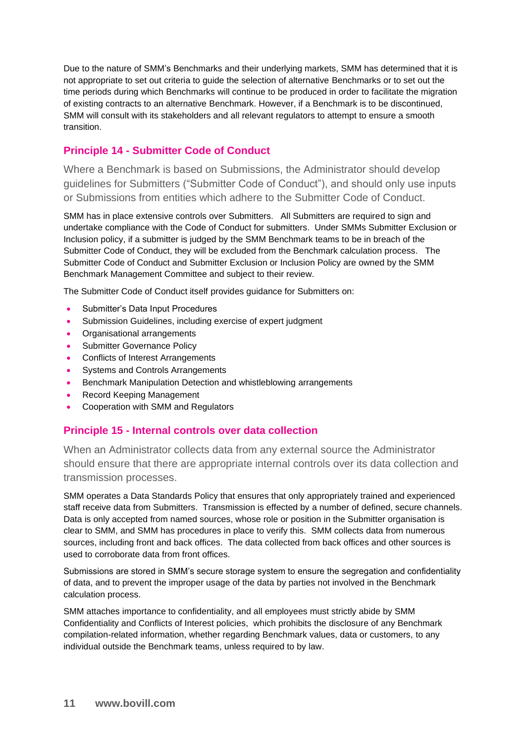Due to the nature of SMM's Benchmarks and their underlying markets, SMM has determined that it is not appropriate to set out criteria to guide the selection of alternative Benchmarks or to set out the time periods during which Benchmarks will continue to be produced in order to facilitate the migration of existing contracts to an alternative Benchmark. However, if a Benchmark is to be discontinued, SMM will consult with its stakeholders and all relevant regulators to attempt to ensure a smooth transition.

## Principle 14 - Submitter Code of Conduct

Where a Benchmark is based on Submissions, the Administrator should develop guidelines for Submitters ("Submitter Code of Conduct"), and should only use inputs or Submissions from entities which adhere to the Submitter Code of Conduct.

SMM has in place extensive controls over Submitters. All Submitters are required to sign and undertake compliance with the Code of Conduct for submitters. Under SMMs Submitter Exclusion or Inclusion policy, if a submitter is judged by the SMM Benchmark teams to be in breach of the Submitter Code of Conduct, they will be excluded from the Benchmark calculation process. The Submitter Code of Conduct and Submitter Exclusion or Inclusion Policy are owned by the SMM Benchmark Management Committee and subject to their review.

The Submitter Code of Conduct itself provides guidance for Submitters on:

- Submitter's Data Input Procedures
- Submission Guidelines, including exercise of expert judgment
- Organisational arrangements
- Submitter Governance Policy
- Conflicts of Interest Arrangements
- Systems and Controls Arrangements
- Benchmark Manipulation Detection and whistleblowing arrangements
- Record Keeping Management
- Cooperation with SMM and Regulators

## Principle 15 - Internal controls over data collection

When an Administrator collects data from any external source the Administrator should ensure that there are appropriate internal controls over its data collection and transmission processes.

SMM operates a Data Standards Policy that ensures that only appropriately trained and experienced staff receive data from Submitters. Transmission is effected by a number of defined, secure channels. Data is only accepted from named sources, whose role or position in the Submitter organisation is clear to SMM, and SMM has procedures in place to verify this. SMM collects data from numerous sources, including front and back offices. The data collected from back offices and other sources is used to corroborate data from front offices.

Submissions are stored in SMM's secure storage system to ensure the segregation and confidentiality of data, and to prevent the improper usage of the data by parties not involved in the Benchmark calculation process.

SMM attaches importance to confidentiality, and all employees must strictly abide by SMM Confidentiality and Conflicts of Interest policies, which prohibits the disclosure of any Benchmark compilation-related information, whether regarding Benchmark values, data or customers, to any individual outside the Benchmark teams, unless required to by law.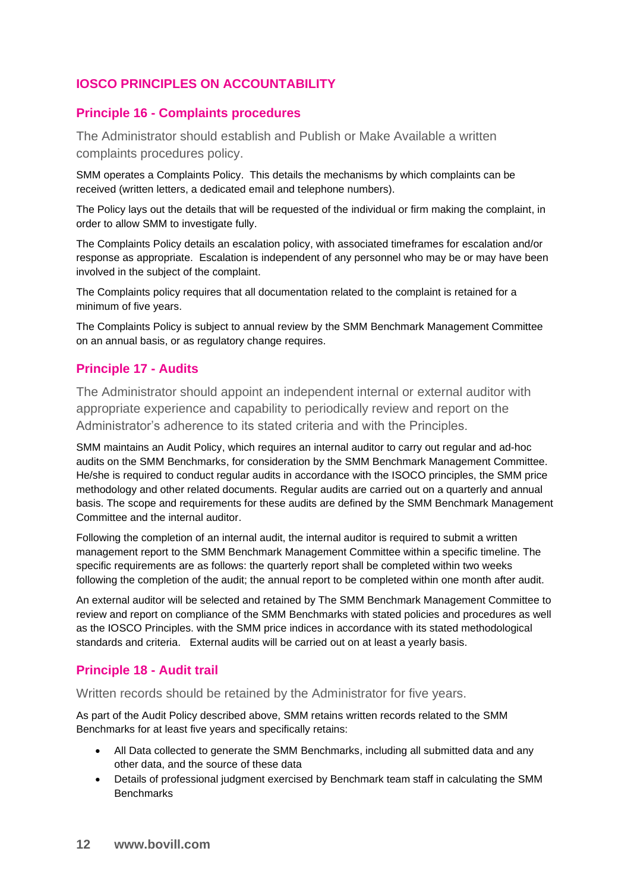## IOSCO PRINCIPLES ON ACCOUNTABILITY

### Principle 16 - Complaints procedures

The Administrator should establish and Publish or Make Available a written complaints procedures policy.

SMM operates a Complaints Policy. This details the mechanisms by which complaints can be received (written letters, a dedicated email and telephone numbers).

The Policy lays out the details that will be requested of the individual or firm making the complaint, in order to allow SMM to investigate fully.

The Complaints Policy details an escalation policy, with associated timeframes for escalation and/or response as appropriate. Escalation is independent of any personnel who may be or may have been involved in the subject of the complaint.

The Complaints policy requires that all documentation related to the complaint is retained for a minimum of five years.

The Complaints Policy is subject to annual review by the SMM Benchmark Management Committee on an annual basis, or as regulatory change requires.

### Principle 17 - Audits

The Administrator should appoint an independent internal or external auditor with appropriate experience and capability to periodically review and report on the Administrator's adherence to its stated criteria and with the Principles.

SMM maintains an Audit Policy, which requires an internal auditor to carry out regular and ad-hoc audits on the SMM Benchmarks, for consideration by the SMM Benchmark Management Committee. He/she is required to conduct regular audits in accordance with the ISOCO principles, the SMM price methodology and other related documents. Regular audits are carried out on a quarterly and annual basis. The scope and requirements for these audits are defined by the SMM Benchmark Management Committee and the internal auditor.

Following the completion of an internal audit, the internal auditor is required to submit a written management report to the SMM Benchmark Management Committee within a specific timeline. The specific requirements are as follows: the quarterly report shall be completed within two weeks following the completion of the audit; the annual report to be completed within one month after audit.

An external auditor will be selected and retained by The SMM Benchmark Management Committee to review and report on compliance of the SMM Benchmarks with stated policies and procedures as well as the IOSCO Principles. with the SMM price indices in accordance with its stated methodological standards and criteria. External audits will be carried out on at least a yearly basis.

### Principle 18 - Audit trail

Written records should be retained by the Administrator for five years.

As part of the Audit Policy described above, SMM retains written records related to the SMM Benchmarks for at least five years and specifically retains:

- All Data collected to generate the SMM Benchmarks, including all submitted data and any other data, and the source of these data
- Details of professional judgment exercised by Benchmark team staff in calculating the SMM Benchmarks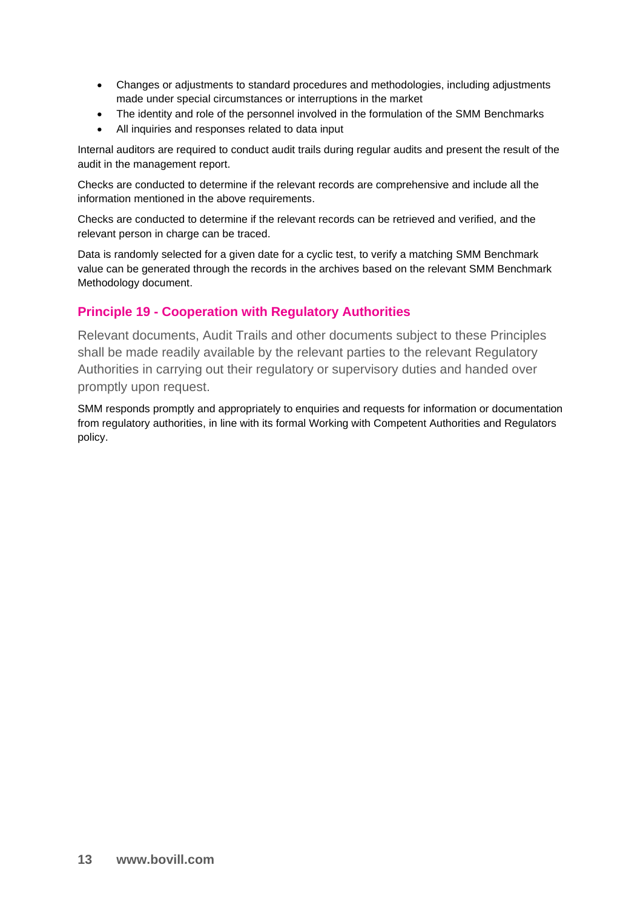- Changes or adjustments to standard procedures and methodologies, including adjustments made under special circumstances or interruptions in the market
- The identity and role of the personnel involved in the formulation of the SMM Benchmarks
- All inquiries and responses related to data input

Internal auditors are required to conduct audit trails during regular audits and present the result of the audit in the management report.

Checks are conducted to determine if the relevant records are comprehensive and include all the information mentioned in the above requirements.

Checks are conducted to determine if the relevant records can be retrieved and verified, and the relevant person in charge can be traced.

Data is randomly selected for a given date for a cyclic test, to verify a matching SMM Benchmark value can be generated through the records in the archives based on the relevant SMM Benchmark Methodology document.

## Principle 19 - Cooperation with Regulatory Authorities

Relevant documents, Audit Trails and other documents subject to these Principles shall be made readily available by the relevant parties to the relevant Regulatory Authorities in carrying out their regulatory or supervisory duties and handed over promptly upon request.

SMM responds promptly and appropriately to enquiries and requests for information or documentation from regulatory authorities, in line with its formal Working with Competent Authorities and Regulators policy.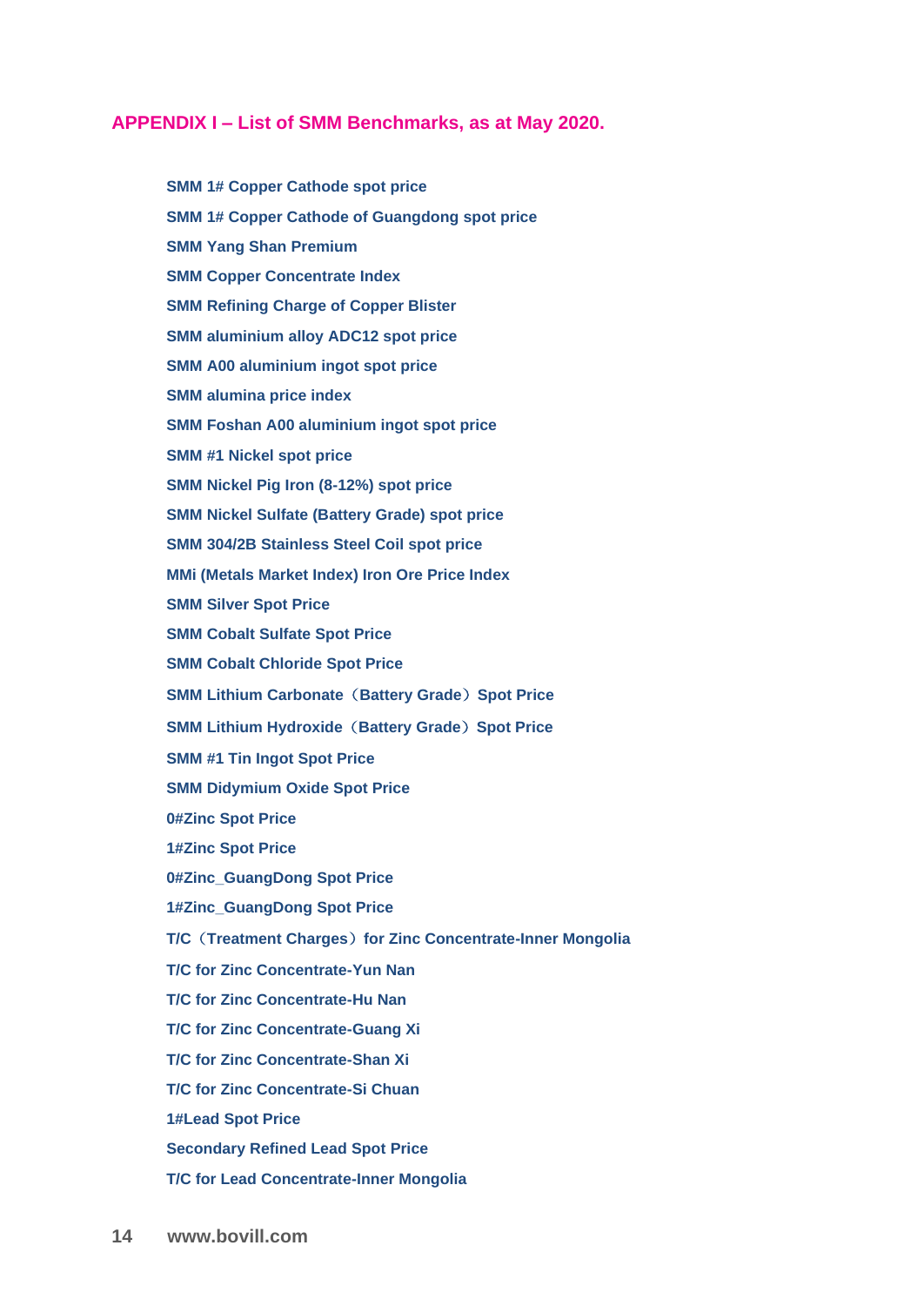## APPENDIX I – List of SMM Benchmarks, as at May 2020.

- SMM 1# Copper Cathode spot price
- SMM 1# Copper Cathode of Guangdong spot price
- SMM Yang Shan Premium
- SMM Copper Concentrate Index
- SMM Refining Charge of Copper Blister
- SMM aluminium alloy ADC12 spot price
- SMM A00 aluminium ingot spot price
- SMM alumina price index
- SMM Foshan A00 aluminium ingot spot price
- SMM #1 Nickel spot price
- SMM Nickel Pig Iron (8-12%) spot price
- SMM Nickel Sulfate (Battery Grade) spot price
- SMM 304/2B Stainless Steel Coil spot price
- MMi (Metals Market Index) Iron Ore Price Index
- SMM Silver Spot Price
- SMM Cobalt Sulfate Spot Price
- SMM Cobalt Chloride Spot Price
- SMM Lithium Carbonate（Battery Grade）Spot Price
- SMM Lithium Hydroxide（Battery Grade）Spot Price
- SMM #1 Tin Ingot Spot Price
- SMM Didymium Oxide Spot Price
- 0#Zinc Spot Price
- 1#Zinc Spot Price
- 0#Zinc_GuangDong Spot Price
- 1#Zinc_GuangDong Spot Price
- T/C（Treatment Charges）for Zinc Concentrate-Inner Mongolia
- T/C for Zinc Concentrate-Yun Nan
- T/C for Zinc Concentrate-Hu Nan
- T/C for Zinc Concentrate-Guang Xi
- T/C for Zinc Concentrate-Shan Xi
- T/C for Zinc Concentrate-Si Chuan
- 1#Lead Spot Price
- Secondary Refined Lead Spot Price
- T/C for Lead Concentrate-Inner Mongolia

www.bovill.com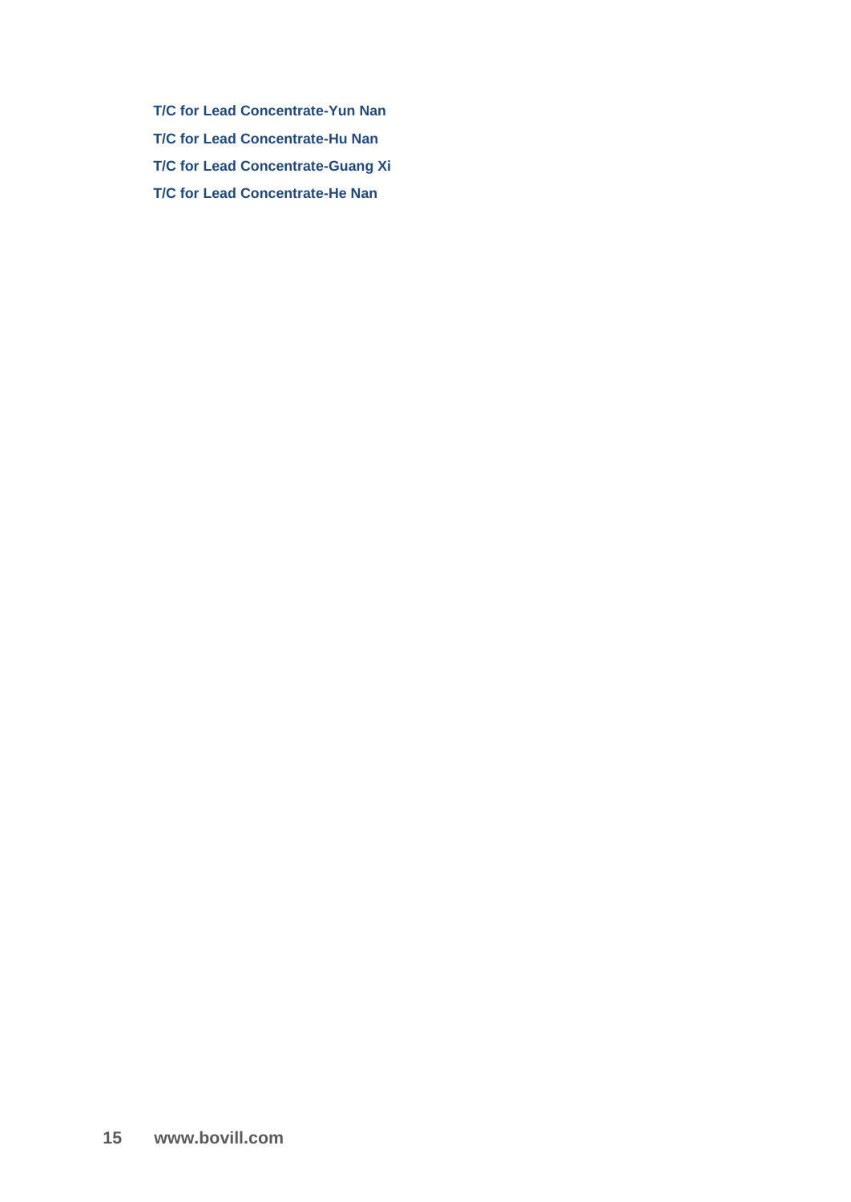**T/C for Lead Concentrate-Yun Nan**

**T/C for Lead Concentrate-Hu Nan**

**T/C for Lead Concentrate-Guang Xi**

**T/C for Lead Concentrate-He Nan**